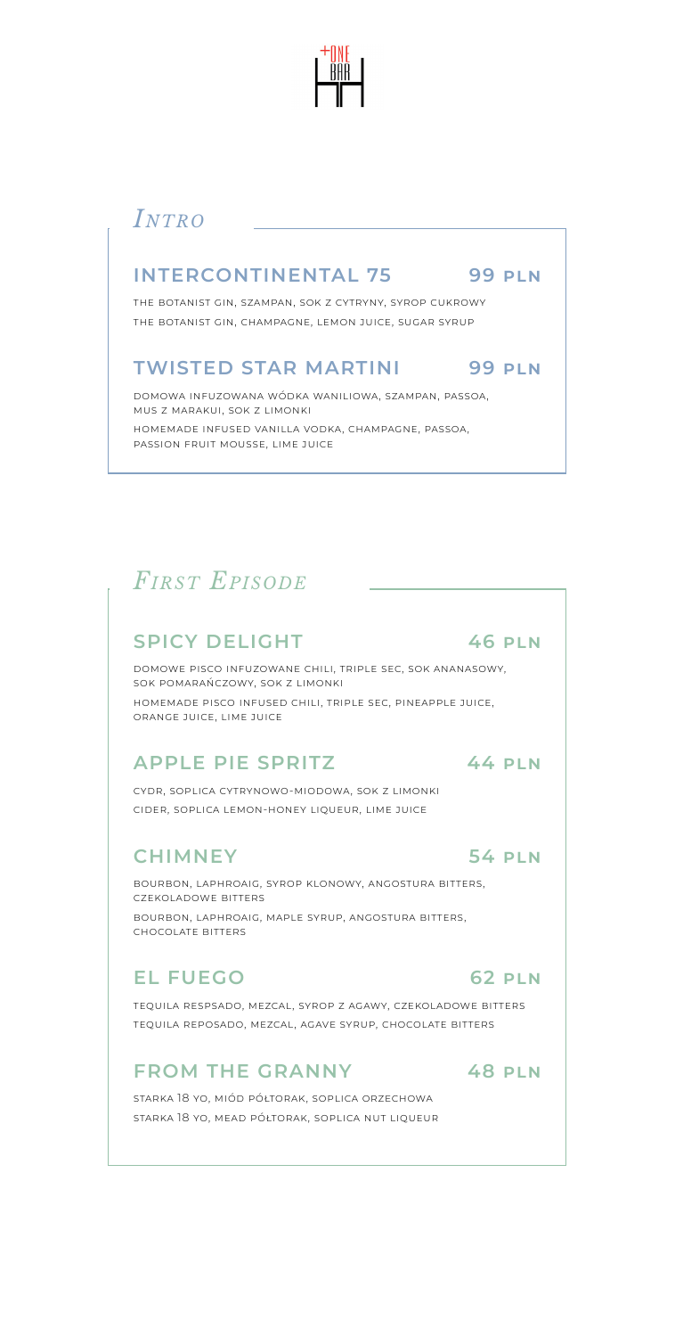# Intro

## INTERCONTINENTAL 75 — 99 PLN

THE BOTANIST GIN, SZAMPAN, SOK Z CYTRYNY, SYROP CUKROWY

THE BOTANIST GIN, CHAMPAGNE, LEMON JUICE, SUGAR SYRUP

## TWISTED STAR MARTINI — 99 PLN

DOMOWA INFUZOWANA WÓDKA WANILIOWA, SZAMPAN, PASSOA, MUS Z MARAKUI, SOK Z LIMONKI

HOMEMADE INFUSED VANILLA VODKA, CHAMPAGNE, PASSOA, PASSION FRUIT MOUSSE, LIME JUICE

# First Episode

## SPICY DELIGHT — 46 PLN

DOMOWE PISCO INFUZOWANE CHILI, TRIPLE SEC, SOK ANANASOWY, SOK POMARAŃCZOWY, SOK Z LIMONKI

HOMEMADE PISCO INFUSED CHILI, TRIPLE SEC, PINEAPPLE JUICE, ORANGE JUICE, LIME JUICE

## APPLE PIE SPRITZ — 44 PLN

CYDR, SOPLICA CYTRYNOWO-MIODOWA, SOK Z LIMONKI

CIDER, SOPLICA LEMON-HONEY LIQUEUR, LIME JUICE

## CHIMNEY — 54 PLN

BOURBON, LAPHROAIG, SYROP KLONOWY, ANGOSTURA BITTERS, CZEKOLADOWE BITTERS

BOURBON, LAPHROAIG, MAPLE SYRUP, ANGOSTURA BITTERS, CHOCOLATE BITTERS

## EL FUEGO — 62 PLN

TEQUILA RESPSADO, MEZCAL, SYROP Z AGAWY, CZEKOLADOWE BITTERS

TEQUILA REPOSADO, MEZCAL, AGAVE SYRUP, CHOCOLATE BITTERS

## FROM THE GRANNY — 48 PLN

STARKA 18 YO, MIÓD PÓŁTORAK, SOPLICA ORZECHOWA

STARKA 18 YO, MEAD PÓŁTORAK, SOPLICA NUT LIQUEUR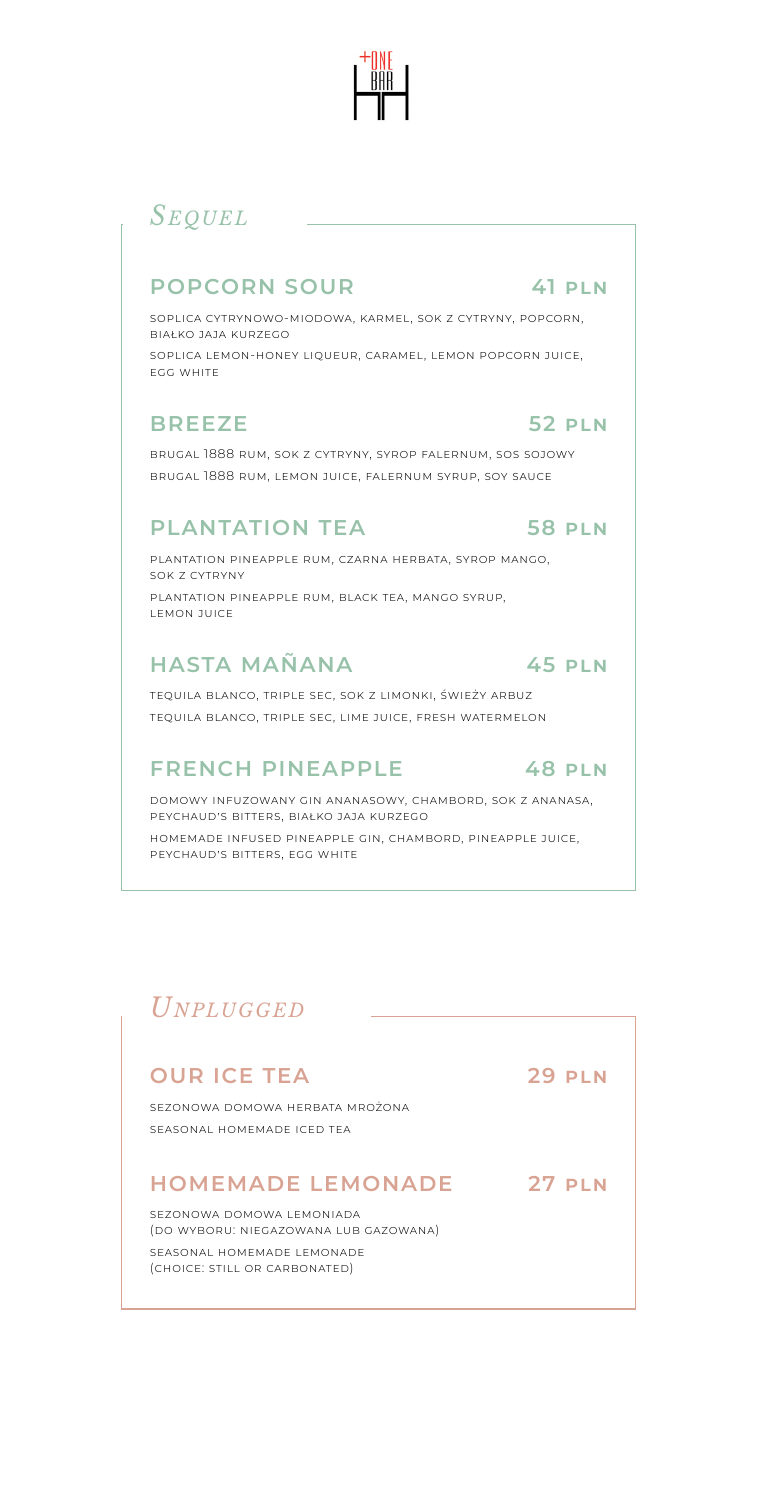+ONE BAR

## *Sequel*

### POPCORN SOUR 41 PLN

SOPLICA CYTRYNOWO-MIODOWA, KARMEL, SOK Z CYTRYNY, POPCORN, BIAŁKO JAJA KURZEGO

SOPLICA LEMON-HONEY LIQUEUR, CARAMEL, LEMON POPCORN JUICE, EGG WHITE

### BREEZE 52 PLN

BRUGAL 1888 RUM, SOK Z CYTRYNY, SYROP FALERNUM, SOS SOJOWY

BRUGAL 1888 RUM, LEMON JUICE, FALERNUM SYRUP, SOY SAUCE

### PLANTATION TEA 58 PLN

PLANTATION PINEAPPLE RUM, CZARNA HERBATA, SYROP MANGO, SOK Z CYTRYNY

PLANTATION PINEAPPLE RUM, BLACK TEA, MANGO SYRUP, LEMON JUICE

### HASTA MAÑANA 45 PLN

TEQUILA BLANCO, TRIPLE SEC, SOK Z LIMONKI, ŚWIEŻY ARBUZ

TEQUILA BLANCO, TRIPLE SEC, LIME JUICE, FRESH WATERMELON

### FRENCH PINEAPPLE 48 PLN

DOMOWY INFUZOWANY GIN ANANASOWY, CHAMBORD, SOK Z ANANASA, PEYCHAUD'S BITTERS, BIAŁKO JAJA KURZEGO

HOMEMADE INFUSED PINEAPPLE GIN, CHAMBORD, PINEAPPLE JUICE, PEYCHAUD'S BITTERS, EGG WHITE

## *Unplugged*

### OUR ICE TEA 29 PLN

SEZONOWA DOMOWA HERBATA MROŻONA

SEASONAL HOMEMADE ICED TEA

### HOMEMADE LEMONADE 27 PLN

SEZONOWA DOMOWA LEMONIADA
(DO WYBORU: NIEGAZOWANA LUB GAZOWANA)

SEASONAL HOMEMADE LEMONADE
(CHOICE: STILL OR CARBONATED)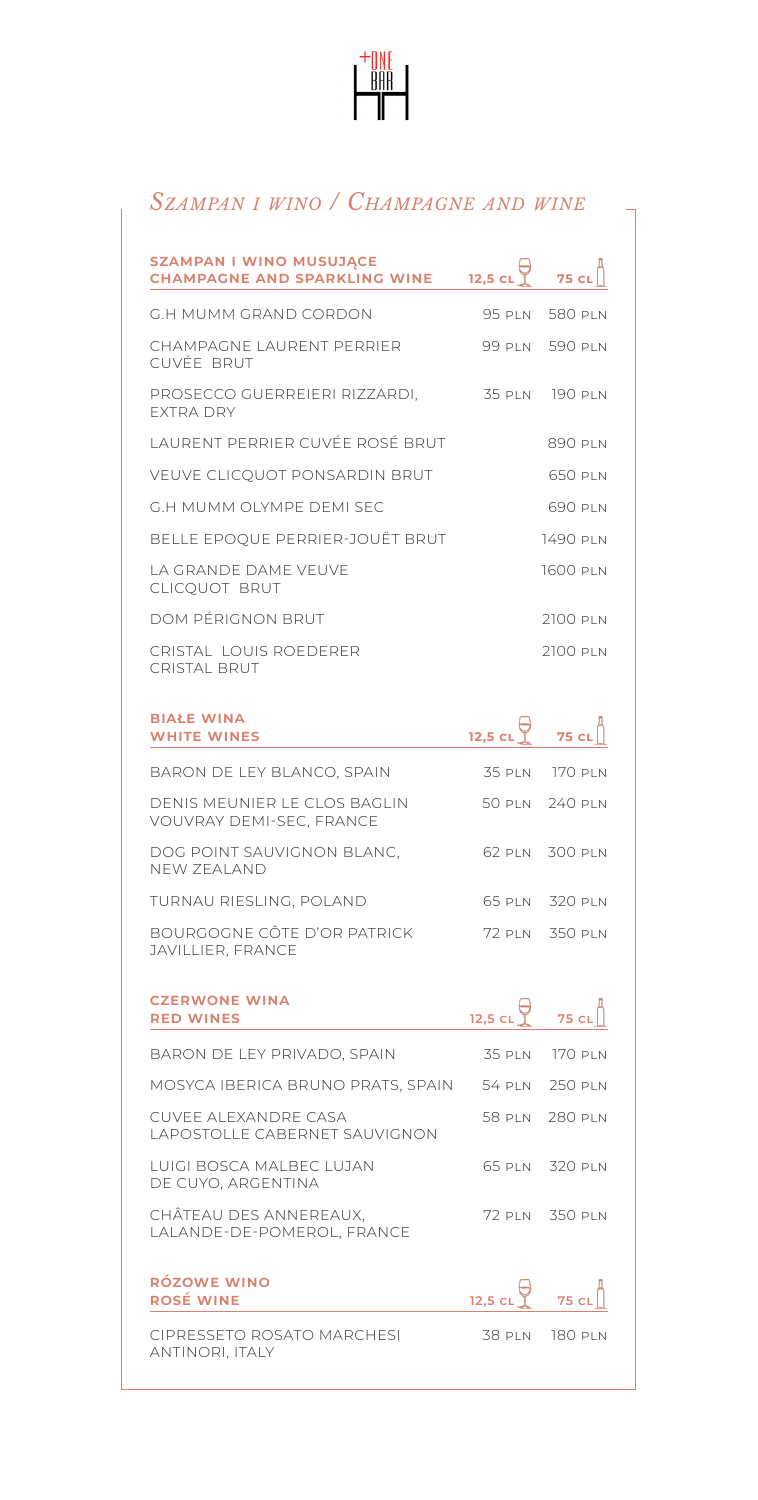+ONE BAR

## *Szampan i wino / Champagne and wine*

| **SZAMPAN I WINO MUSUJĄCE CHAMPAGNE AND SPARKLING WINE** | **12,5 CL** | **75 CL** |
|---|---|---|
| G.H MUMM GRAND CORDON | 95 PLN | 580 PLN |
| CHAMPAGNE LAURENT PERRIER CUVÉE BRUT | 99 PLN | 590 PLN |
| PROSECCO GUERREIERI RIZZARDI, EXTRA DRY | 35 PLN | 190 PLN |
| LAURENT PERRIER CUVÉE ROSÉ BRUT | | 890 PLN |
| VEUVE CLICQUOT PONSARDIN BRUT | | 650 PLN |
| G.H MUMM OLYMPE DEMI SEC | | 690 PLN |
| BELLE EPOQUE PERRIER-JOUËT BRUT | | 1490 PLN |
| LA GRANDE DAME VEUVE CLICQUOT BRUT | | 1600 PLN |
| DOM PÉRIGNON BRUT | | 2100 PLN |
| CRISTAL LOUIS ROEDERER CRISTAL BRUT | | 2100 PLN |

| **BIAŁE WINA WHITE WINES** | **12,5 CL** | **75 CL** |
|---|---|---|
| BARON DE LEY BLANCO, SPAIN | 35 PLN | 170 PLN |
| DENIS MEUNIER LE CLOS BAGLIN VOUVRAY DEMI-SEC, FRANCE | 50 PLN | 240 PLN |
| DOG POINT SAUVIGNON BLANC, NEW ZEALAND | 62 PLN | 300 PLN |
| TURNAU RIESLING, POLAND | 65 PLN | 320 PLN |
| BOURGOGNE CÔTE D'OR PATRICK JAVILLIER, FRANCE | 72 PLN | 350 PLN |

| **CZERWONE WINA RED WINES** | **12,5 CL** | **75 CL** |
|---|---|---|
| BARON DE LEY PRIVADO, SPAIN | 35 PLN | 170 PLN |
| MOSYCA IBERICA BRUNO PRATS, SPAIN | 54 PLN | 250 PLN |
| CUVEE ALEXANDRE CASA LAPOSTOLLE CABERNET SAUVIGNON | 58 PLN | 280 PLN |
| LUIGI BOSCA MALBEC LUJAN DE CUYO, ARGENTINA | 65 PLN | 320 PLN |
| CHÂTEAU DES ANNEREAUX, LALANDE-DE-POMEROL, FRANCE | 72 PLN | 350 PLN |

| **RÓZOWE WINO ROSÉ WINE** | **12,5 CL** | **75 CL** |
|---|---|---|
| CIPRESSETO ROSATO MARCHESI ANTINORI, ITALY | 38 PLN | 180 PLN |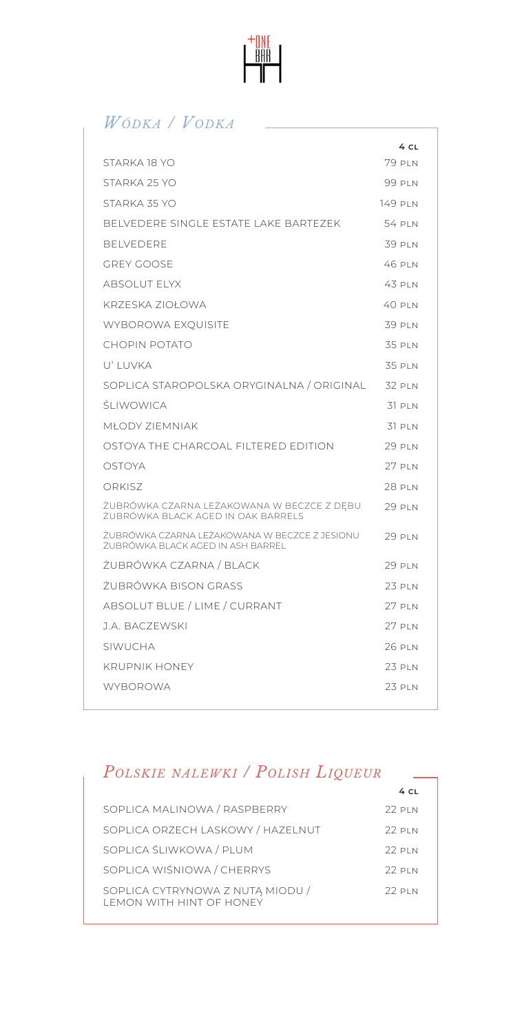## *Wódka / Vodka*

| | 4 cl |
|---|---|
| STARKA 18 YO | 79 PLN |
| STARKA 25 YO | 99 PLN |
| STARKA 35 YO | 149 PLN |
| BELVEDERE SINGLE ESTATE LAKE BARTEZEK | 54 PLN |
| BELVEDERE | 39 PLN |
| GREY GOOSE | 46 PLN |
| ABSOLUT ELYX | 43 PLN |
| KRZESKA ZIOŁOWA | 40 PLN |
| WYBOROWA EXQUISITE | 39 PLN |
| CHOPIN POTATO | 35 PLN |
| U' LUVKA | 35 PLN |
| SOPLICA STAROPOLSKA ORYGINALNA / ORIGINAL | 32 PLN |
| ŚLIWOWICA | 31 PLN |
| MŁODY ZIEMNIAK | 31 PLN |
| OSTOYA THE CHARCOAL FILTERED EDITION | 29 PLN |
| OSTOYA | 27 PLN |
| ORKISZ | 28 PLN |
| ŻUBRÓWKA CZARNA LEŻAKOWANA W BECZCE Z DĘBU<br>ŻUBRÓWKA BLACK AGED IN OAK BARRELS | 29 PLN |
| ŻUBRÓWKA CZARNA LEŻAKOWANA W BECZCE Z JESIONU<br>ŻUBRÓWKA BLACK AGED IN ASH BARREL | 29 PLN |
| ŻUBRÓWKA CZARNA / BLACK | 29 PLN |
| ŻUBRÓWKA BISON GRASS | 23 PLN |
| ABSOLUT BLUE / LIME / CURRANT | 27 PLN |
| J.A. BACZEWSKI | 27 PLN |
| SIWUCHA | 26 PLN |
| KRUPNIK HONEY | 23 PLN |
| WYBOROWA | 23 PLN |

## *Polskie nalewki / Polish Liqueur*

| | 4 cl |
|---|---|
| SOPLICA MALINOWA / RASPBERRY | 22 PLN |
| SOPLICA ORZECH LASKOWY / HAZELNUT | 22 PLN |
| SOPLICA ŚLIWKOWA / PLUM | 22 PLN |
| SOPLICA WIŚNIOWA / CHERRYS | 22 PLN |
| SOPLICA CYTRYNOWA Z NUTĄ MIODU /<br>LEMON WITH HINT OF HONEY | 22 PLN |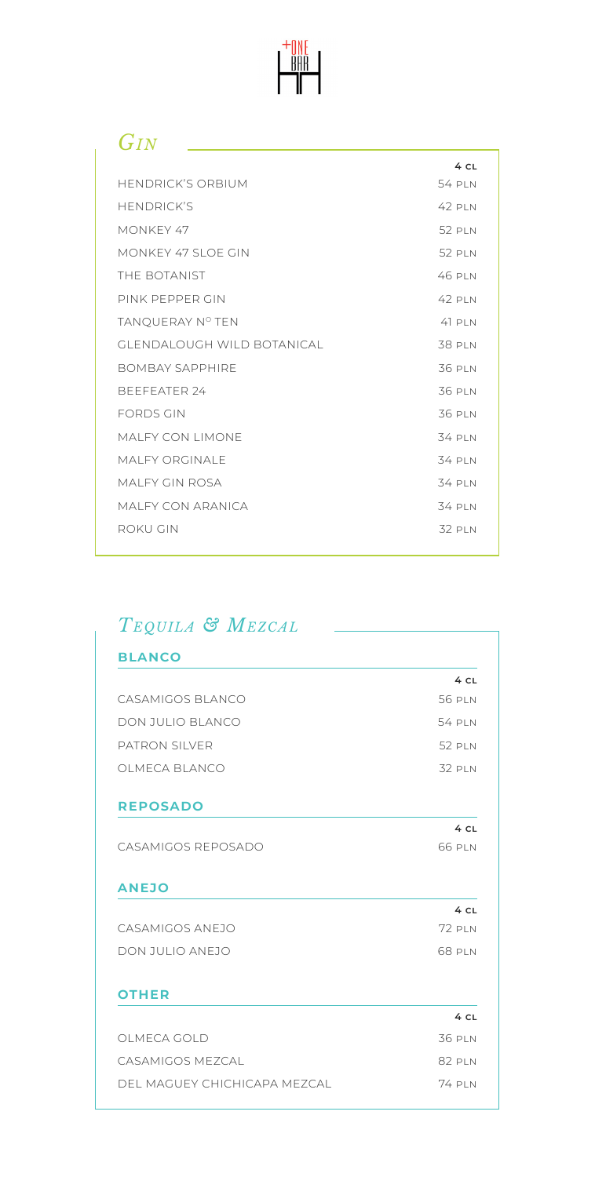+ONE BAR

## *Gin*

| | 4 CL |
|---|---|
| HENDRICK'S ORBIUM | 54 PLN |
| HENDRICK'S | 42 PLN |
| MONKEY 47 | 52 PLN |
| MONKEY 47 SLOE GIN | 52 PLN |
| THE BOTANIST | 46 PLN |
| PINK PEPPER GIN | 42 PLN |
| TANQUERAY Nº TEN | 41 PLN |
| GLENDALOUGH WILD BOTANICAL | 38 PLN |
| BOMBAY SAPPHIRE | 36 PLN |
| BEEFEATER 24 | 36 PLN |
| FORDS GIN | 36 PLN |
| MALFY CON LIMONE | 34 PLN |
| MALFY ORGINALE | 34 PLN |
| MALFY GIN ROSA | 34 PLN |
| MALFY CON ARANICA | 34 PLN |
| ROKU GIN | 32 PLN |

## *Tequila & Mezcal*

### BLANCO

| | 4 CL |
|---|---|
| CASAMIGOS BLANCO | 56 PLN |
| DON JULIO BLANCO | 54 PLN |
| PATRON SILVER | 52 PLN |
| OLMECA BLANCO | 32 PLN |

### REPOSADO

| | 4 CL |
|---|---|
| CASAMIGOS REPOSADO | 66 PLN |

### ANEJO

| | 4 CL |
|---|---|
| CASAMIGOS ANEJO | 72 PLN |
| DON JULIO ANEJO | 68 PLN |

### OTHER

| | 4 CL |
|---|---|
| OLMECA GOLD | 36 PLN |
| CASAMIGOS MEZCAL | 82 PLN |
| DEL MAGUEY CHICHICAPA MEZCAL | 74 PLN |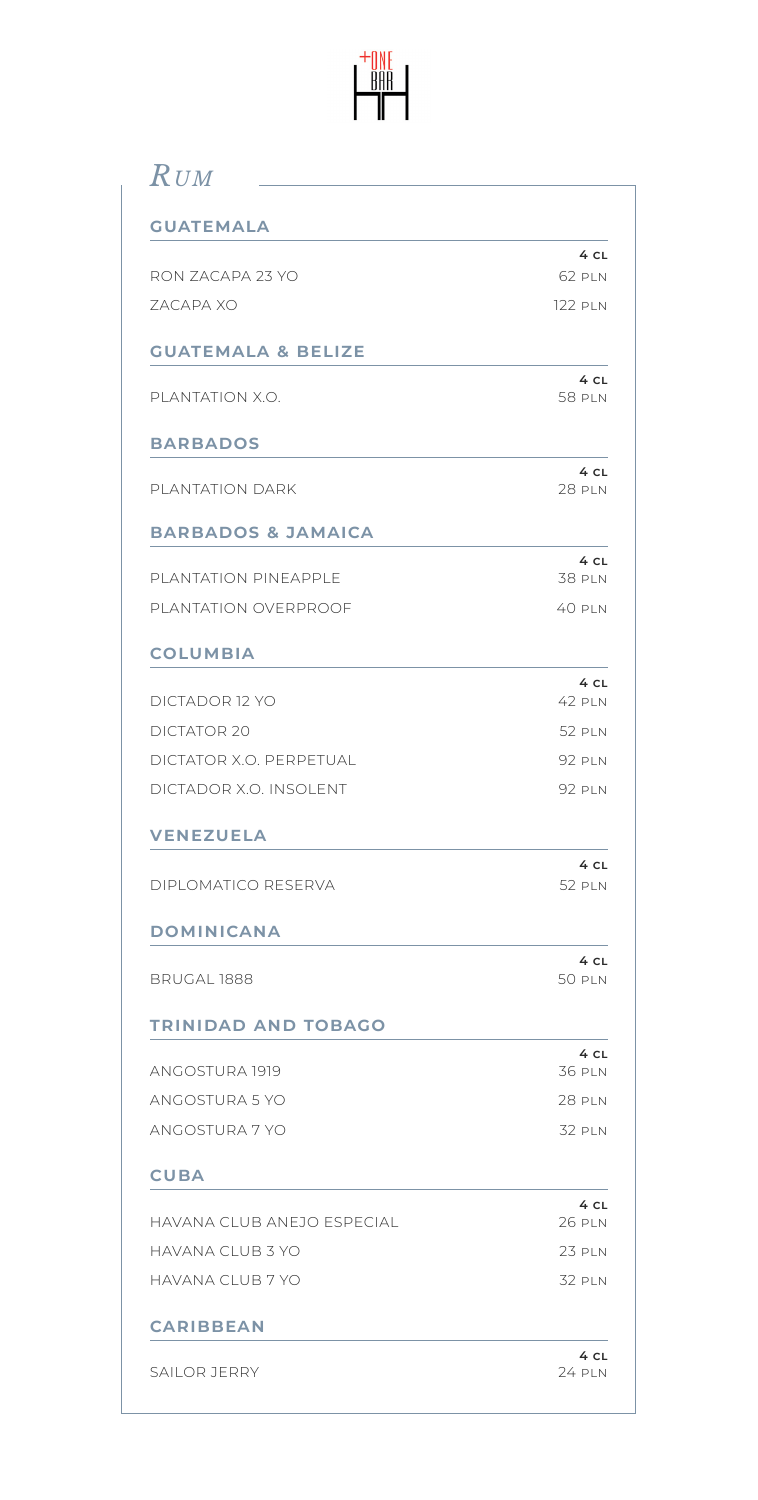# *Rum*

## GUATEMALA

| | 4 CL |
|---|---|
| RON ZACAPA 23 YO | 62 PLN |
| ZACAPA XO | 122 PLN |

## GUATEMALA & BELIZE

| | 4 CL |
|---|---|
| PLANTATION X.O. | 58 PLN |

## BARBADOS

| | 4 CL |
|---|---|
| PLANTATION DARK | 28 PLN |

## BARBADOS & JAMAICA

| | 4 CL |
|---|---|
| PLANTATION PINEAPPLE | 38 PLN |
| PLANTATION OVERPROOF | 40 PLN |

## COLUMBIA

| | 4 CL |
|---|---|
| DICTADOR 12 YO | 42 PLN |
| DICTATOR 20 | 52 PLN |
| DICTATOR X.O. PERPETUAL | 92 PLN |
| DICTADOR X.O. INSOLENT | 92 PLN |

## VENEZUELA

| | 4 CL |
|---|---|
| DIPLOMATICO RESERVA | 52 PLN |

## DOMINICANA

| | 4 CL |
|---|---|
| BRUGAL 1888 | 50 PLN |

## TRINIDAD AND TOBAGO

| | 4 CL |
|---|---|
| ANGOSTURA 1919 | 36 PLN |
| ANGOSTURA 5 YO | 28 PLN |
| ANGOSTURA 7 YO | 32 PLN |

## CUBA

| | 4 CL |
|---|---|
| HAVANA CLUB ANEJO ESPECIAL | 26 PLN |
| HAVANA CLUB 3 YO | 23 PLN |
| HAVANA CLUB 7 YO | 32 PLN |

## CARIBBEAN

| | 4 CL |
|---|---|
| SAILOR JERRY | 24 PLN |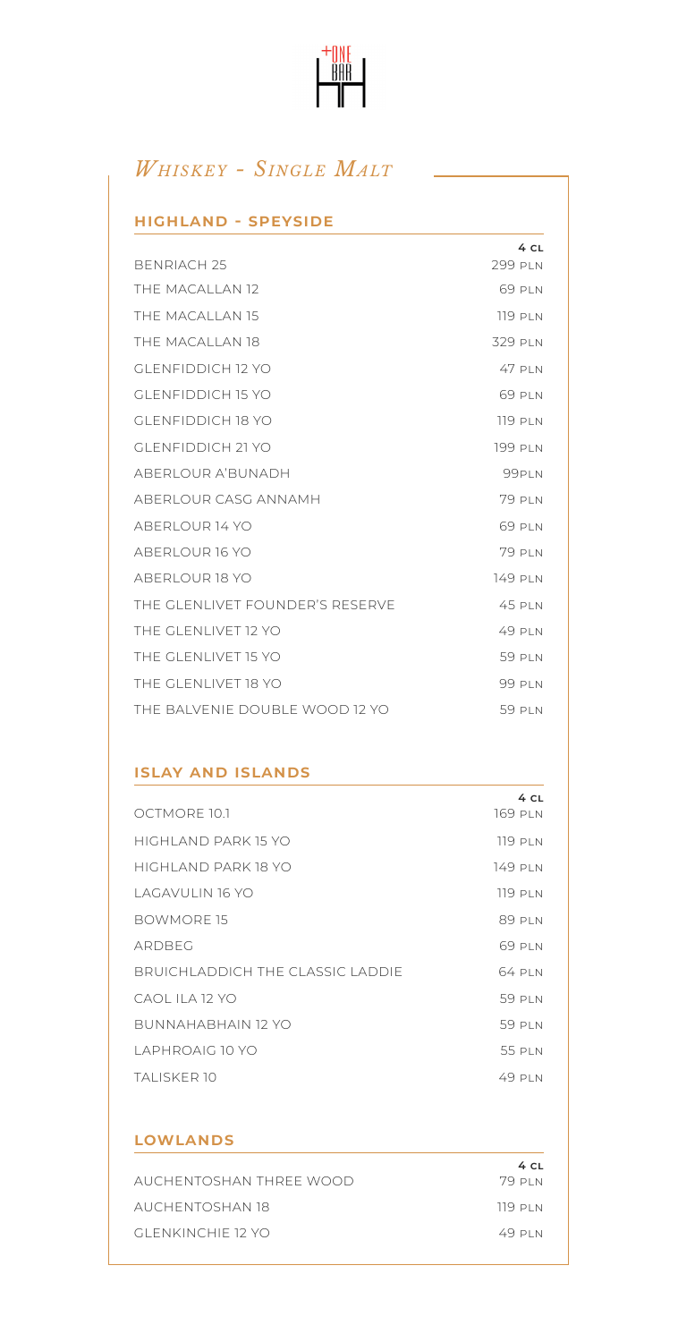+ONE BAR

## *Whiskey - Single Malt*

### HIGHLAND - SPEYSIDE

| | 4 CL |
|---|---|
| BENRIACH 25 | 299 PLN |
| THE MACALLAN 12 | 69 PLN |
| THE MACALLAN 15 | 119 PLN |
| THE MACALLAN 18 | 329 PLN |
| GLENFIDDICH 12 YO | 47 PLN |
| GLENFIDDICH 15 YO | 69 PLN |
| GLENFIDDICH 18 YO | 119 PLN |
| GLENFIDDICH 21 YO | 199 PLN |
| ABERLOUR A'BUNADH | 99PLN |
| ABERLOUR CASG ANNAMH | 79 PLN |
| ABERLOUR 14 YO | 69 PLN |
| ABERLOUR 16 YO | 79 PLN |
| ABERLOUR 18 YO | 149 PLN |
| THE GLENLIVET FOUNDER'S RESERVE | 45 PLN |
| THE GLENLIVET 12 YO | 49 PLN |
| THE GLENLIVET 15 YO | 59 PLN |
| THE GLENLIVET 18 YO | 99 PLN |
| THE BALVENIE DOUBLE WOOD 12 YO | 59 PLN |

### ISLAY AND ISLANDS

| | 4 CL |
|---|---|
| OCTMORE 10.1 | 169 PLN |
| HIGHLAND PARK 15 YO | 119 PLN |
| HIGHLAND PARK 18 YO | 149 PLN |
| LAGAVULIN 16 YO | 119 PLN |
| BOWMORE 15 | 89 PLN |
| ARDBEG | 69 PLN |
| BRUICHLADDICH THE CLASSIC LADDIE | 64 PLN |
| CAOL ILA 12 YO | 59 PLN |
| BUNNAHABHAIN 12 YO | 59 PLN |
| LAPHROAIG 10 YO | 55 PLN |
| TALISKER 10 | 49 PLN |

### LOWLANDS

| | 4 CL |
|---|---|
| AUCHENTOSHAN THREE WOOD | 79 PLN |
| AUCHENTOSHAN 18 | 119 PLN |
| GLENKINCHIE 12 YO | 49 PLN |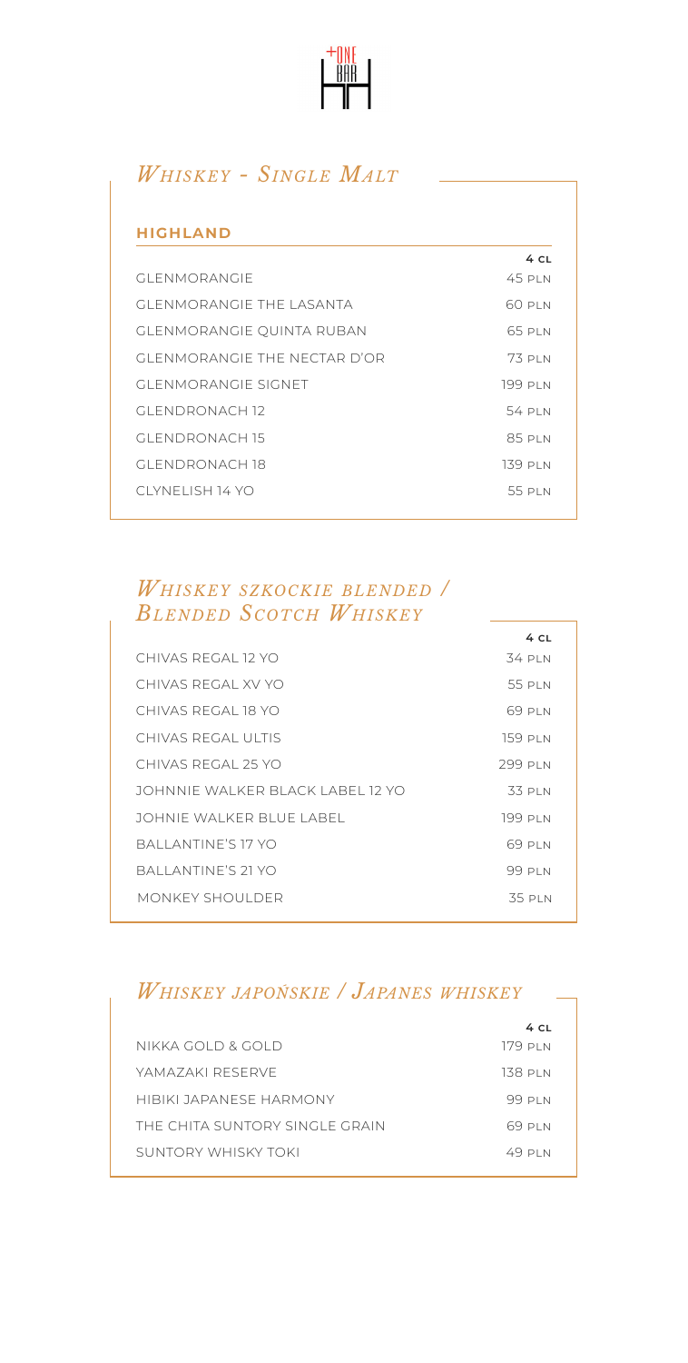## *Whiskey - Single Malt*

### HIGHLAND

| | 4 CL |
|---|---|
| GLENMORANGIE | 45 PLN |
| GLENMORANGIE THE LASANTA | 60 PLN |
| GLENMORANGIE QUINTA RUBAN | 65 PLN |
| GLENMORANGIE THE NECTAR D'OR | 73 PLN |
| GLENMORANGIE SIGNET | 199 PLN |
| GLENDRONACH 12 | 54 PLN |
| GLENDRONACH 15 | 85 PLN |
| GLENDRONACH 18 | 139 PLN |
| CLYNELISH 14 YO | 55 PLN |

## *Whiskey szkockie blended / Blended Scotch Whiskey*

| | 4 CL |
|---|---|
| CHIVAS REGAL 12 YO | 34 PLN |
| CHIVAS REGAL XV YO | 55 PLN |
| CHIVAS REGAL 18 YO | 69 PLN |
| CHIVAS REGAL ULTIS | 159 PLN |
| CHIVAS REGAL 25 YO | 299 PLN |
| JOHNNIE WALKER BLACK LABEL 12 YO | 33 PLN |
| JOHNIE WALKER BLUE LABEL | 199 PLN |
| BALLANTINE'S 17 YO | 69 PLN |
| BALLANTINE'S 21 YO | 99 PLN |
| MONKEY SHOULDER | 35 PLN |

## *Whiskey japońskie / Japanes whiskey*

| | 4 CL |
|---|---|
| NIKKA GOLD & GOLD | 179 PLN |
| YAMAZAKI RESERVE | 138 PLN |
| HIBIKI JAPANESE HARMONY | 99 PLN |
| THE CHITA SUNTORY SINGLE GRAIN | 69 PLN |
| SUNTORY WHISKY TOKI | 49 PLN |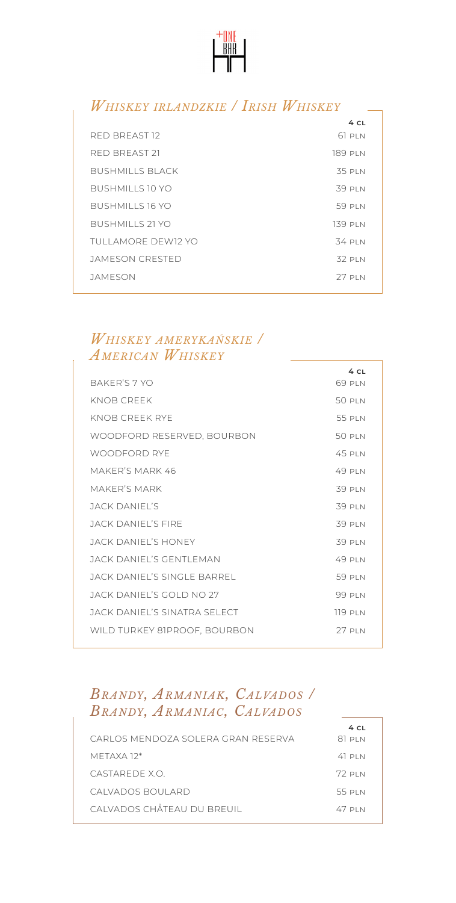## *Whiskey irlandzkie / Irish Whiskey*

| | 4 CL |
|---|---|
| RED BREAST 12 | 61 PLN |
| RED BREAST 21 | 189 PLN |
| BUSHMILLS BLACK | 35 PLN |
| BUSHMILLS 10 YO | 39 PLN |
| BUSHMILLS 16 YO | 59 PLN |
| BUSHMILLS 21 YO | 139 PLN |
| TULLAMORE DEW12 YO | 34 PLN |
| JAMESON CRESTED | 32 PLN |
| JAMESON | 27 PLN |

## *Whiskey amerykańskie / American Whiskey*

| | 4 CL |
|---|---|
| BAKER'S 7 YO | 69 PLN |
| KNOB CREEK | 50 PLN |
| KNOB CREEK RYE | 55 PLN |
| WOODFORD RESERVED, BOURBON | 50 PLN |
| WOODFORD RYE | 45 PLN |
| MAKER'S MARK 46 | 49 PLN |
| MAKER'S MARK | 39 PLN |
| JACK DANIEL'S | 39 PLN |
| JACK DANIEL'S FIRE | 39 PLN |
| JACK DANIEL'S HONEY | 39 PLN |
| JACK DANIEL'S GENTLEMAN | 49 PLN |
| JACK DANIEL'S SINGLE BARREL | 59 PLN |
| JACK DANIEL'S GOLD NO 27 | 99 PLN |
| JACK DANIEL'S SINATRA SELECT | 119 PLN |
| WILD TURKEY 81PROOF, BOURBON | 27 PLN |

## *Brandy, Armaniak, Calvados / Brandy, Armaniac, Calvados*

| | 4 CL |
|---|---|
| CARLOS MENDOZA SOLERA GRAN RESERVA | 81 PLN |
| METAXA 12* | 41 PLN |
| CASTAREDE X.O. | 72 PLN |
| CALVADOS BOULARD | 55 PLN |
| CALVADOS CHÅTEAU DU BREUIL | 47 PLN |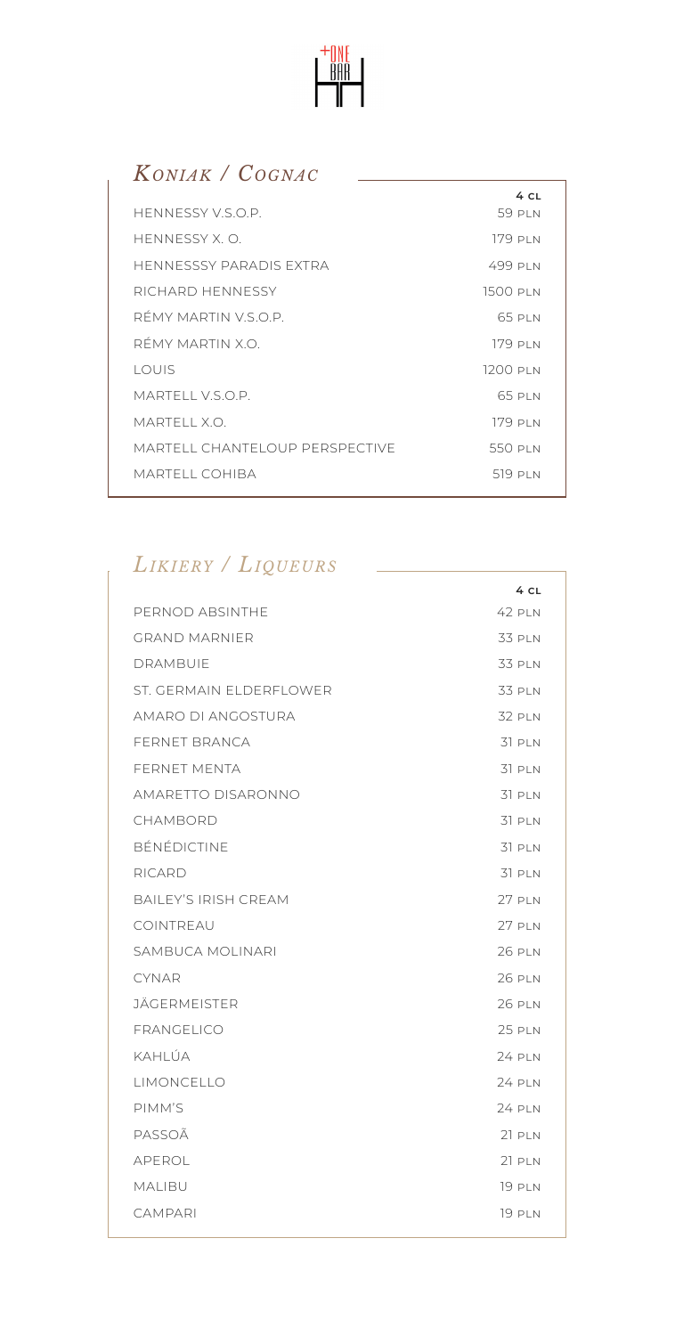## *Koniak / Cognac*

| | 4 CL |
|---|---|
| HENNESSY V.S.O.P. | 59 PLN |
| HENNESSY X. O. | 179 PLN |
| HENNESSSY PARADIS EXTRA | 499 PLN |
| RICHARD HENNESSY | 1500 PLN |
| RÉMY MARTIN V.S.O.P. | 65 PLN |
| RÉMY MARTIN X.O. | 179 PLN |
| LOUIS | 1200 PLN |
| MARTELL V.S.O.P. | 65 PLN |
| MARTELL X.O. | 179 PLN |
| MARTELL CHANTELOUP PERSPECTIVE | 550 PLN |
| MARTELL COHIBA | 519 PLN |

## *Likiery / Liqueurs*

| | 4 CL |
|---|---|
| PERNOD ABSINTHE | 42 PLN |
| GRAND MARNIER | 33 PLN |
| DRAMBUIE | 33 PLN |
| ST. GERMAIN ELDERFLOWER | 33 PLN |
| AMARO DI ANGOSTURA | 32 PLN |
| FERNET BRANCA | 31 PLN |
| FERNET MENTA | 31 PLN |
| AMARETTO DISARONNO | 31 PLN |
| CHAMBORD | 31 PLN |
| BÉNÉDICTINE | 31 PLN |
| RICARD | 31 PLN |
| BAILEY'S IRISH CREAM | 27 PLN |
| COINTREAU | 27 PLN |
| SAMBUCA MOLINARI | 26 PLN |
| CYNAR | 26 PLN |
| JÄGERMEISTER | 26 PLN |
| FRANGELICO | 25 PLN |
| KAHLÚA | 24 PLN |
| LIMONCELLO | 24 PLN |
| PIMM'S | 24 PLN |
| PASSOÃ | 21 PLN |
| APEROL | 21 PLN |
| MALIBU | 19 PLN |
| CAMPARI | 19 PLN |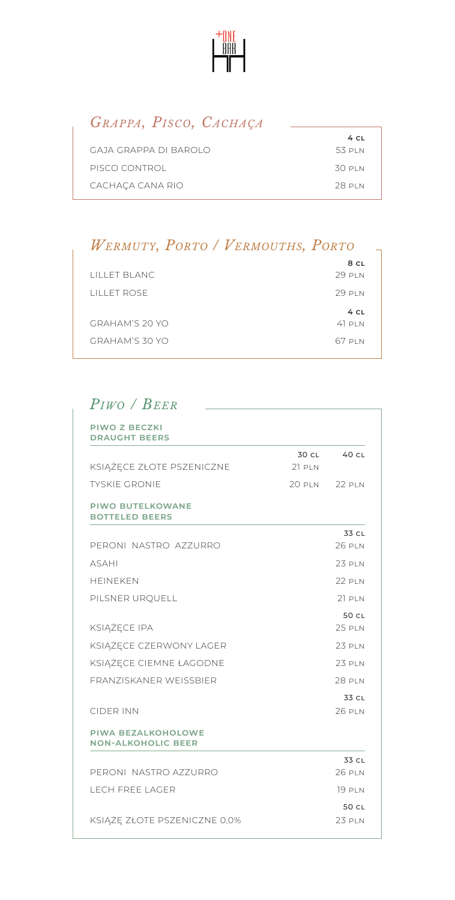## *Grappa, Pisco, Cachaça*

| | 4 CL |
|---|---|
| GAJA GRAPPA DI BAROLO | 53 PLN |
| PISCO CONTROL | 30 PLN |
| CACHAÇA CANA RIO | 28 PLN |

## *Wermuty, Porto / Vermouths, Porto*

| | 8 CL |
|---|---|
| LILLET BLANC | 29 PLN |
| LILLET ROSE | 29 PLN |
| | **4 CL** |
| GRAHAM'S 20 YO | 41 PLN |
| GRAHAM'S 30 YO | 67 PLN |

## *Piwo / Beer*

### PIWO Z BECZKI / DRAUGHT BEERS

| | 30 CL | 40 CL |
|---|---|---|
| KSIĄŻĘCE ZŁOTE PSZENICZNE | 21 PLN | |
| TYSKIE GRONIE | 20 PLN | 22 PLN |

### PIWO BUTELKOWANE / BOTTELED BEERS

| | 33 CL |
|---|---|
| PERONI NASTRO AZZURRO | 26 PLN |
| ASAHI | 23 PLN |
| HEINEKEN | 22 PLN |
| PILSNER URQUELL | 21 PLN |
| | **50 CL** |
| KSIĄŻĘCE IPA | 25 PLN |
| KSIĄŻĘCE CZERWONY LAGER | 23 PLN |
| KSIĄŻĘCE CIEMNE ŁAGODNE | 23 PLN |
| FRANZISKANER WEISSBIER | 28 PLN |
| | **33 CL** |
| CIDER INN | 26 PLN |

### PIWA BEZALKOHOLOWE / NON-ALKOHOLIC BEER

| | 33 CL |
|---|---|
| PERONI NASTRO AZZURRO | 26 PLN |
| LECH FREE LAGER | 19 PLN |
| | **50 CL** |
| KSIĄŻĘ ZŁOTE PSZENICZNE 0,0% | 23 PLN |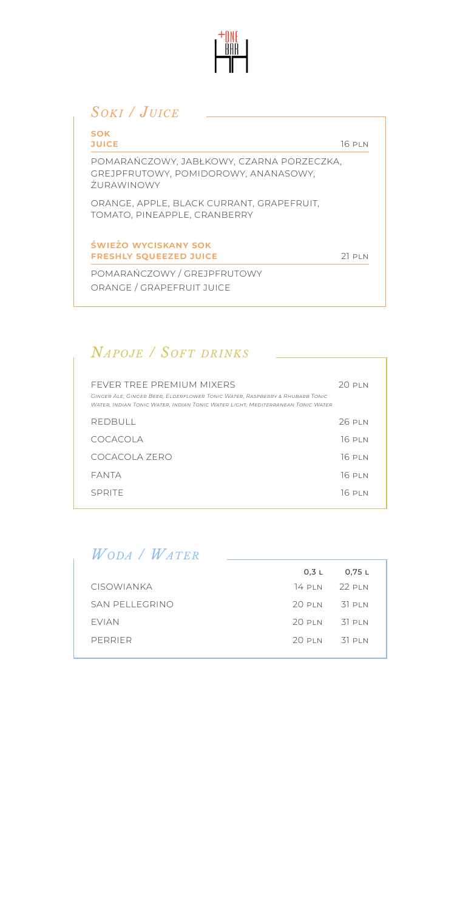+ONE BAR

## *Soki / Juice*

**SOK**
**JUICE** — 16 PLN

POMARAŃCZOWY, JABŁKOWY, CZARNA PORZECZKA, GREJPFRUTOWY, POMIDOROWY, ANANASOWY, ŻURAWINOWY

ORANGE, APPLE, BLACK CURRANT, GRAPEFRUIT, TOMATO, PINEAPPLE, CRANBERRY

**ŚWIEŻO WYCISKANY SOK**
**FRESHLY SQUEEZED JUICE** — 21 PLN

POMARAŃCZOWY / GREJPFRUTOWY
ORANGE / GRAPEFRUIT JUICE

## *Napoje / Soft drinks*

| | |
|---|---|
| FEVER TREE PREMIUM MIXERS<br>*Ginger Ale, Ginger Beer, Elderflower Tonic Water, Raspberry & Rhubarb Tonic Water, Indian Tonic Water, Indian Tonic Water Light, Mediterranean Tonic Water* | 20 PLN |
| REDBULL | 26 PLN |
| COCACOLA | 16 PLN |
| COCACOLA ZERO | 16 PLN |
| FANTA | 16 PLN |
| SPRITE | 16 PLN |

## *Woda / Water*

| | 0,3 L | 0,75 L |
|---|---|---|
| CISOWIANKA | 14 PLN | 22 PLN |
| SAN PELLEGRINO | 20 PLN | 31 PLN |
| EVIAN | 20 PLN | 31 PLN |
| PERRIER | 20 PLN | 31 PLN |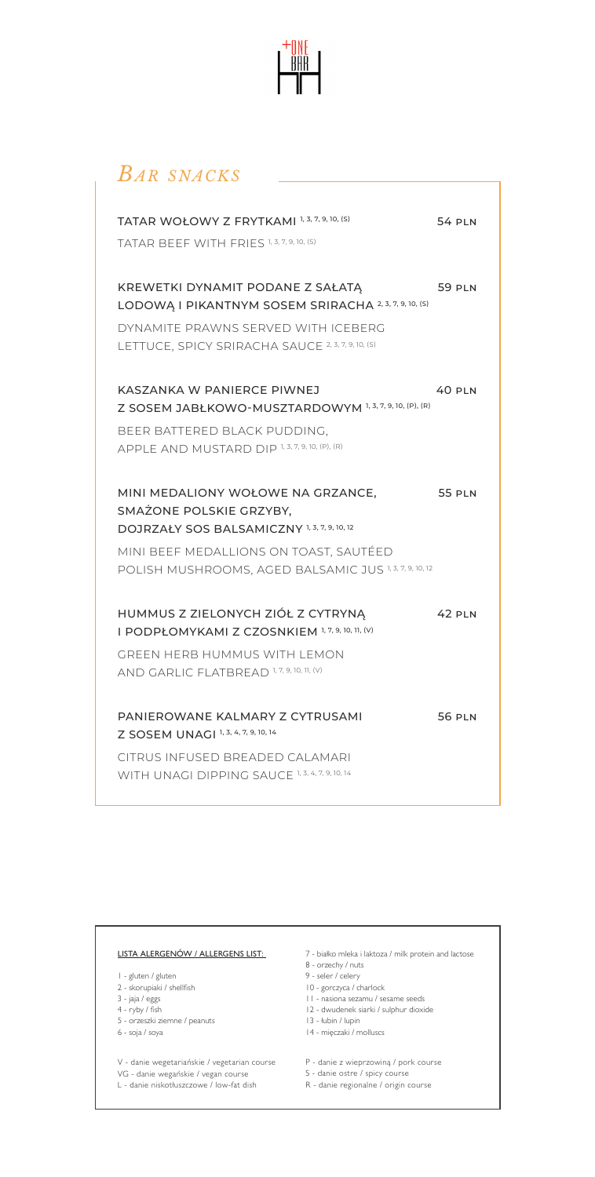+ONE BAR

# *Bar snacks*

**TATAR WOŁOWY Z FRYTKAMI** 1, 3, 7, 9, 10, (S) — 54 PLN

TATAR BEEF WITH FRIES 1, 3, 7, 9, 10, (S)

**KREWETKI DYNAMIT PODANE Z SAŁATĄ LODOWĄ I PIKANTNYM SOSEM SRIRACHA** 2, 3, 7, 9, 10, (S) — 59 PLN

DYNAMITE PRAWNS SERVED WITH ICEBERG LETTUCE, SPICY SRIRACHA SAUCE 2, 3, 7, 9, 10, (S)

**KASZANKA W PANIERCE PIWNEJ Z SOSEM JABŁKOWO-MUSZTARDOWYM** 1, 3, 7, 9, 10, (P), (R) — 40 PLN

BEER BATTERED BLACK PUDDING, APPLE AND MUSTARD DIP 1, 3, 7, 9, 10, (P), (R)

**MINI MEDALIONY WOŁOWE NA GRZANCE, SMAŻONE POLSKIE GRZYBY, DOJRZAŁY SOS BALSAMICZNY** 1, 3, 7, 9, 10, 12 — 55 PLN

MINI BEEF MEDALLIONS ON TOAST, SAUTÉED POLISH MUSHROOMS, AGED BALSAMIC JUS 1, 3, 7, 9, 10, 12

**HUMMUS Z ZIELONYCH ZIÓŁ Z CYTRYNĄ I PODPŁOMYKAMI Z CZOSNKIEM** 1, 7, 9, 10, 11, (V) — 42 PLN

GREEN HERB HUMMUS WITH LEMON AND GARLIC FLATBREAD 1, 7, 9, 10, 11, (V)

**PANIEROWANE KALMARY Z CYTRUSAMI Z SOSEM UNAGI** 1, 3, 4, 7, 9, 10, 14 — 56 PLN

CITRUS INFUSED BREADED CALAMARI WITH UNAGI DIPPING SAUCE 1, 3, 4, 7, 9, 10, 14

---

LISTA ALERGENÓW / ALLERGENS LIST:

1 - gluten / gluten
2 - skorupiaki / shellfish
3 - jaja / eggs
4 - ryby / fish
5 - orzeszki ziemne / peanuts
6 - soja / soya
7 - białko mleka i laktoza / milk protein and lactose
8 - orzechy / nuts
9 - seler / celery
10 - gorczyca / charlock
11 - nasiona sezamu / sesame seeds
12 - dwutlenek siarki / sulphur dioxide
13 - łubin / lupin
14 - mięczaki / molluscs

V - danie wegetariańskie / vegetarian course
VG - danie wegańskie / vegan course
L - danie niskotłuszczowe / low-fat dish
P - danie z wieprzowiną / pork course
S - danie ostre / spicy course
R - danie regionalne / origin course